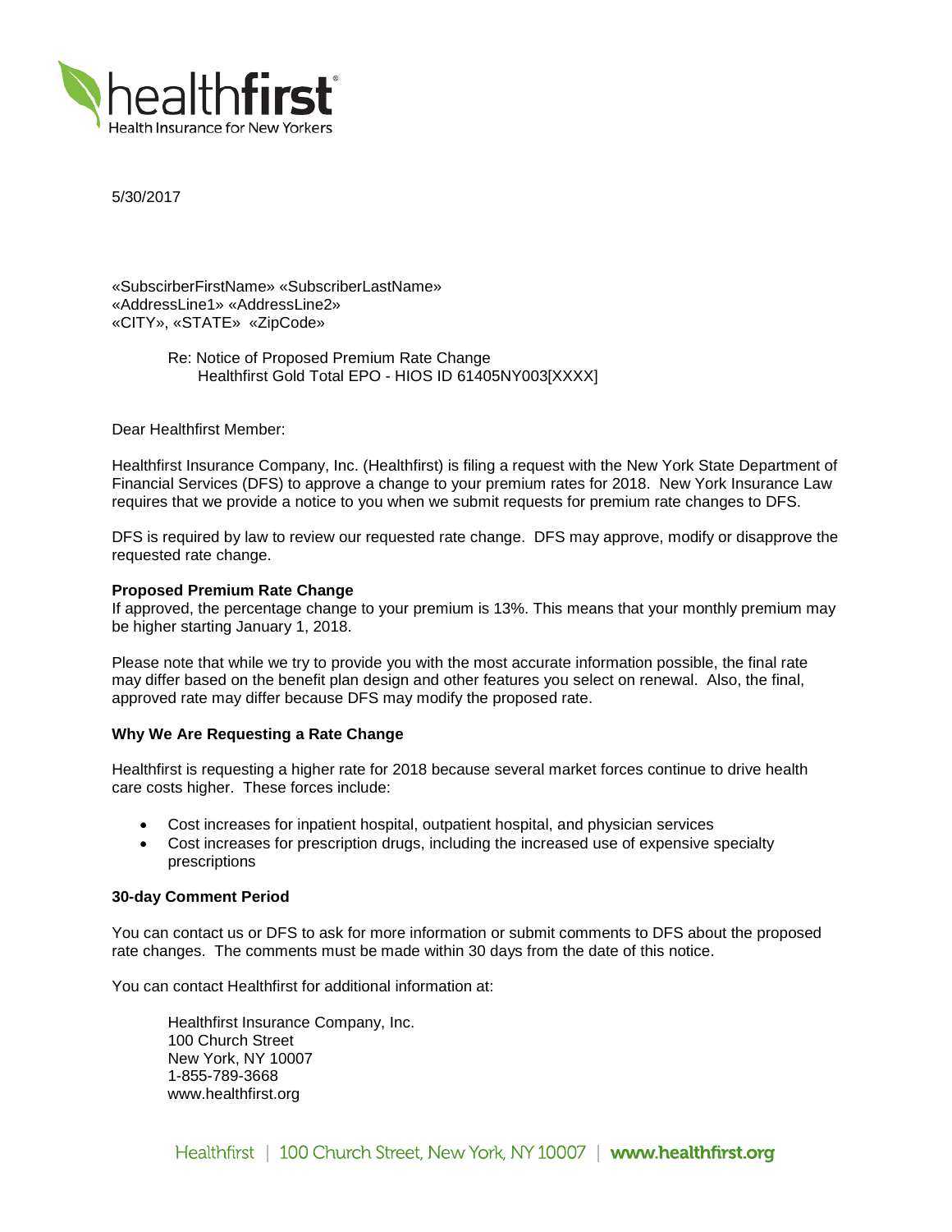healthfirst
Health Insurance for New Yorkers

5/30/2017

«SubscirberFirstName» «SubscriberLastName»
«AddressLine1» «AddressLine2»
«CITY», «STATE» «ZipCode»

Re: Notice of Proposed Premium Rate Change
Healthfirst Gold Total EPO - HIOS ID 61405NY003[XXXX]

Dear Healthfirst Member:

Healthfirst Insurance Company, Inc. (Healthfirst) is filing a request with the New York State Department of Financial Services (DFS) to approve a change to your premium rates for 2018. New York Insurance Law requires that we provide a notice to you when we submit requests for premium rate changes to DFS.

DFS is required by law to review our requested rate change. DFS may approve, modify or disapprove the requested rate change.

**Proposed Premium Rate Change**
If approved, the percentage change to your premium is 13%. This means that your monthly premium may be higher starting January 1, 2018.

Please note that while we try to provide you with the most accurate information possible, the final rate may differ based on the benefit plan design and other features you select on renewal. Also, the final, approved rate may differ because DFS may modify the proposed rate.

**Why We Are Requesting a Rate Change**

Healthfirst is requesting a higher rate for 2018 because several market forces continue to drive health care costs higher. These forces include:

- Cost increases for inpatient hospital, outpatient hospital, and physician services
- Cost increases for prescription drugs, including the increased use of expensive specialty prescriptions

**30-day Comment Period**

You can contact us or DFS to ask for more information or submit comments to DFS about the proposed rate changes. The comments must be made within 30 days from the date of this notice.

You can contact Healthfirst for additional information at:

Healthfirst Insurance Company, Inc.
100 Church Street
New York, NY 10007
1-855-789-3668
www.healthfirst.org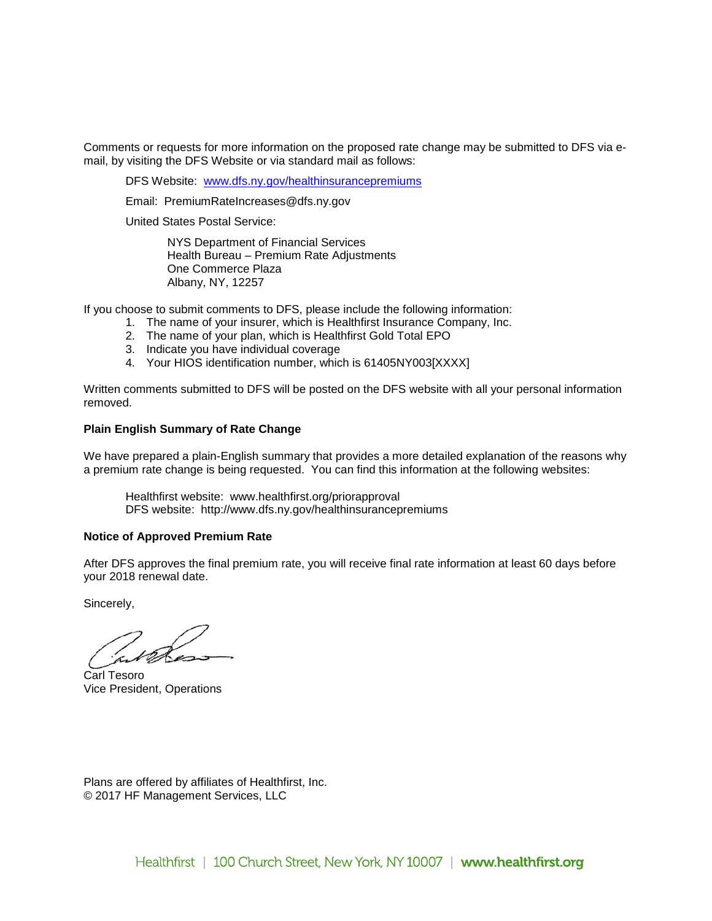Comments or requests for more information on the proposed rate change may be submitted to DFS via e-mail, by visiting the DFS Website or via standard mail as follows:

DFS Website: [www.dfs.ny.gov/healthinsurancepremiums](http://www.dfs.ny.gov/healthinsurancepremiums)

Email: PremiumRateIncreases@dfs.ny.gov

United States Postal Service:

NYS Department of Financial Services
Health Bureau – Premium Rate Adjustments
One Commerce Plaza
Albany, NY, 12257

If you choose to submit comments to DFS, please include the following information:

1. The name of your insurer, which is Healthfirst Insurance Company, Inc.
2. The name of your plan, which is Healthfirst Gold Total EPO
3. Indicate you have individual coverage
4. Your HIOS identification number, which is 61405NY003[XXXX]

Written comments submitted to DFS will be posted on the DFS website with all your personal information removed.

**Plain English Summary of Rate Change**

We have prepared a plain-English summary that provides a more detailed explanation of the reasons why a premium rate change is being requested. You can find this information at the following websites:

Healthfirst website: www.healthfirst.org/priorapproval
DFS website: http://www.dfs.ny.gov/healthinsurancepremiums

**Notice of Approved Premium Rate**

After DFS approves the final premium rate, you will receive final rate information at least 60 days before your 2018 renewal date.

Sincerely,

Carl Tesoro
Vice President, Operations

Plans are offered by affiliates of Healthfirst, Inc.
© 2017 HF Management Services, LLC

Healthfirst | 100 Church Street, New York, NY 10007 | **www.healthfirst.org**